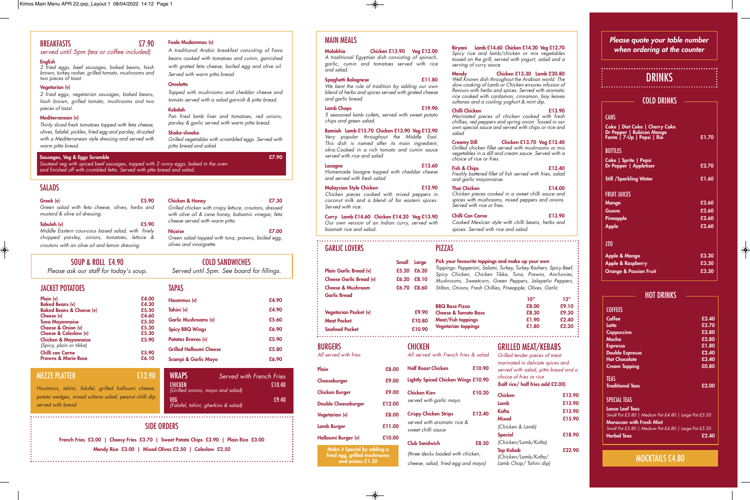## BREAKFASTS £7.90

*served until 5pm (tea or coffee included)*

**English**
2 fried eggs, beef sausages, baked beans, hash brown, turkey rasher, grilled tomato, mushrooms and two pieces of toast.

**Vegetarian (v)**
2 fried eggs, vegetarian sausages, baked beans, hash brown, grilled tomato, mushrooms and two pieces of toast.

**Mediterranean (v)**
Thinly sliced fresh tomatoes topped with feta cheese, olives, falafel, pickles, fried egg and parsley, drizzled with a Mediterranean style dressing and served with warm pitta bread.

**Foole Mudammas (v)**
A traditional Arabic breakfast consisting of Fava beans cooked with tomatoes and cumin, garnished with grated feta cheese, boiled egg and olive oil. Served with warm pitta bread.

**Omelette**
Topped with mushrooms and cheddar cheese and tomato served with a salad garnish & pitta bread.

**Kebdah**
Pan fried lamb liver and tomatoes, red onions, parsley & garlic served with warm pitta bread.

**Shake-shooka**
Grilled vegetables with scrambled eggs. Served with pitta bread and salad

**Sausages, Veg & Eggs Scramble** £7.90
Sauteed veg with spiced beef sausages, topped with 2 runny eggs, baked in the oven and finished off with crumbled fetta. Served with pitta bread and salad.

## SALADS

**Greek (v)** £5.90
Green salad with feta cheese, olives, herbs and mustard & olive oil dressing.

**Tabuleh (v)** £5.90
Middle Eastern cous-cous based salad, with finely chopped parsley, onions, tomatoes, lettuce & croutons with an olive oil and lemon dressing.

**Chicken & Honey** £7.30
Grilled chicken with crispy lettuce, croutons, dressed with olive oil & cane honey, balsamic vinegar, feta cheese served with warm pitta

**Niçoise** £7.00
Green salad topped with tuna, prawns, boiled egg, olives and vinaigrette.

## SOUP & ROLL £4.90

*Please ask our staff for today's soup.*

## COLD SANDWICHES

*Served until 5pm. See board for fillings.*

## JACKET POTATOES

| Item | Price |
|---|---|
| Plain (v) | £4.00 |
| Baked Beans (v) | £4.30 |
| Baked Beans & Cheese (v) | £5.50 |
| Cheese (v) | £4.60 |
| Tuna Mayonnaise | £5.50 |
| Cheese & Onion (v) | £5.30 |
| Cheese & Coleslaw (v) | £5.30 |
| Chicken & Mayonnaise (Spicy, plain or tikka) | £5.90 |
| Chilli con Carne | £5.90 |
| Prawns & Marie Rose | £6.10 |

## TAPAS

| Item | Price |
|---|---|
| Hoummus (v) | £4.90 |
| Tahini (v) | £4.90 |
| Garlic Mushrooms (v) | £5.60 |
| Spicy BBQ Wings | £6.90 |
| Patatas Bravas (v) | £5.90 |
| Grilled Halloumi Cheese | £5.80 |
| Scampi & Garlic Mayo | £6.90 |

## MEZZE PLATTER £12.90

*Hoummus, tahini, falafel, grilled halloumi cheese, potato wedges, mixed sultana salad, peanut chilli dip served with bread*

## WRAPS

*Served with French Fries*

**CHICKEN** £10.40
(Grilled onions, mayo and salad)

**VEG** £9.40
(Falafel, tahini, gherkins & salad)

## SIDE ORDERS

French Fries £3.00 | Cheesy Fries £3.70 | Sweet Potato Chips £3.90 | Plain Rice £3.00
Mendy Rice £3.00 | Mixed Olives £2.50 | Coleslaw £2.50

## MAIN MEALS

**Molokhia** Chicken £13.90 Veg £12.00
A traditional Egyptian dish consisting of spinach, garlic, cumin and tomatoes served with rice and salad.

**Spaghetti Bolognese** £11.80
We bent the rule of tradition by adding our own blend of herbs and spices served with grated cheese and garlic bread.

**Lamb Chops** £19.90
5 seasoned lamb cutlets, served with sweet potato chips and green salad.

**Bamiah** Lamb £15.70 Chicken £13.90 Veg £12.90
Very popular throughout the Middle East. This dish is named after its main ingredient, okra.Cooked in a rich tomato and cumin sauce served with rice and salad

**Lasagne** £13.60
Homemade lasagne topped with cheddar cheese and served with fresh salad

**Malaysian Style Chicken** £12.90
Chicken pieces cooked with mixed peppers in coconut milk and a blend of far eastern spices. Served with rice.

**Curry** Lamb £14.60 Chicken £14.20 Veg £13.90
Our own version of an Indian curry, served with basmati rice and salad.

**Biryani** Lamb £14.60 Chicken £14.20 Veg £12.70
Spicy rice and lamb/chicken or mix vegetables tossed on the grill, served with yogurt, salad and a serving of curry sauce.

**Mendy** Chicken £13.30 Lamb £20.80
Well Known dish throughout the Arabian world. The slow cooking of Lamb or Chicken ensures infusion of flavours with herbs and spices. Served with aromatic rice cooked with cardamon, cinnamon, bay leaves sultanas and a cooling yoghurt & mint dip.

**Chilli Chicken** £13.90
Marinated pieces of chicken cooked with fresh chillies, red peppers and spring onion. Tossed in our own special sauce and served with chips or rice and salad

**Creamy Dill** Chicken £13.70 Veg £12.40
Grilled chicken fillet served with mushrooms or mix vegetables in a dill and cream sauce. Served with a choice of rice or fries.

**Fish & Chips** £12.40
Freshly battered fillet of fish served with fries, salad and garlic mayonnaise.

**Thai Chicken** £14.00
Chicken pieces cooked in a sweet chilli sauce and spices with mushrooms, mixed peppers and onions. Served with rice or fries.

**Chilli Con Carne** £13.90
Cooked Mexican style with chilli beans, herbs and spices. Served with rice and salad.

## GARLIC LOVERS

| Item | Small | Large |
|---|---|---|
| Plain Garlic Bread (v) | £5.20 | £6.20 |
| Cheese Garlic Bread (v) | £6.20 | £8.10 |
| Cheese & Mushroom Garlic Bread | £6.70 | £8.60 |
| Vegetarian Pocket (v) | | £9.90 |
| Meat Pocket | | £10.80 |
| Seafood Pocket | | £10.90 |

## PIZZAS

**Pick your favourite toppings and make up your own**
Toppings: Pepperoni, Salami, Turkey, Turkey Rashers, Spicy Beef, Spicy Chicken, Chicken Tikka, Tuna, Prawns, Anchovies, Mushrooms, Sweetcorn, Green Peppers, Jalapeño Peppers, Stilton, Onions, Fresh Chillies, Pineapple, Olives, Garlic

| Item | 10" | 12" |
|---|---|---|
| BBQ Base Pizza | £8.00 | £9.10 |
| Cheese & Tomato Base | £8.30 | £9.30 |
| Meat/Fish toppings | £1.90 | £2.40 |
| Vegetarian toppings | £1.80 | £2.20 |

## BURGERS

*All served with fries*

| Item | Price |
|---|---|
| Plain | £8.00 |
| Cheeseburger | £9.00 |
| Chicken Burger | £9.00 |
| Double Cheeseburger | £12.00 |
| Vegetarian (v) | £8.00 |
| Lamb Burger | £11.00 |
| Halloumi Burger (v) | £10.00 |

Make it Special by adding a fried egg, grilled mushrooms and onions £1.50

## CHICKEN

*All served with French fries & salad*

**Half Roast Chicken** £10.90

**Lightly Spiced Chicken Wings** £10.90

**Chicken Kiev** £10.20
served with garlic mayo

**Crispy Chicken Strips** £12.40
served with aromatic rice & sweet chilli sauce

**Club Sandwich** £8.50
(three decks loaded with chicken, cheese, salad, fried egg and mayo)

## GRILLED MEAT/KEBABS

*Grilled tender pieces of meat marinated in delicate spices and served with salad, pitta bread and a choice of fries or rice*
**(half rice/ half fries add £2.00)**

| Item | Price |
|---|---|
| Chicken | £12.90 |
| Lamb | £13.90 |
| Kofta | £13.90 |
| Mixed (Chicken & Lamb) | £15.90 |
| Special (Chicken/Lamb/Kofta) | £18.90 |
| Top Kebab (Chicken/Lamb/Kofta/ Lamb Chop/ Tahini dip) | £22.90 |

*Please quote your table number when ordering at the counter*

# DRINKS

## COLD DRINKS

### CANS

| Item | Price |
|---|---|
| Coke \| Diet Coke \| Cherry Coke<br>Dr Pepper \| Rubicon Mango<br>Fanta \| 7-Up \| Pepsi \| Rio | £1.70 |

### BOTTLES

| Item | Price |
|---|---|
| Coke \| Sprite \| Pepsi<br>Dr Pepper \| Appletiser | £2.70 |
| Still /Sparkling Water | £1.60 |

### FRUIT JUICES

| Item | Price |
|---|---|
| Mango | £2.60 |
| Guava | £2.60 |
| Pineapple | £2.60 |
| Apple | £2.60 |

### J20

| Item | Price |
|---|---|
| Apple & Mango | £3.30 |
| Apple & Raspberry | £3.30 |
| Orange & Passion Fruit | £3.30 |

## HOT DRINKS

### COFFEES

| Item | Price |
|---|---|
| Coffee | £3.40 |
| Latte | £3.70 |
| Cappuccino | £3.80 |
| Mocha | £3.80 |
| Espresso | £1.80 |
| Double Espresso | £2.40 |
| Hot Chocolate | £3.40 |
| Cream Topping | £0.80 |

### TEAS

| Item | Price |
|---|---|
| Traditional Teas | £2.00 |

### SPECIAL TEAS

**Loose Leaf Teas**
Small Pot £3.80 | Medium Pot £4.80 | Large Pot £5.20

**Moroccan with Fresh Mint**
Small Pot £3.80 | Medium Pot £4.80 | Large Pot £5.20

**Herbal Teas** £2.40

## MOCKTAILS £4.80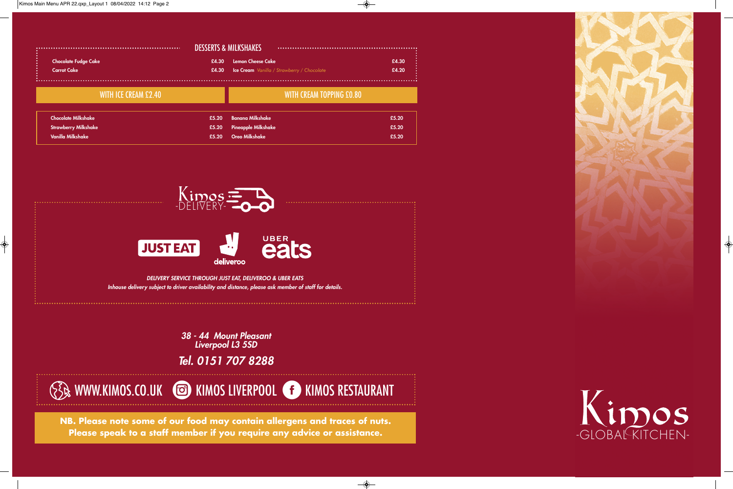## DESSERTS & MILKSHAKES

| | | | |
|---|---|---|---|
| **Chocolate Fudge Cake** | £4.30 | **Lemon Cheese Cake** | £4.30 |
| **Carrot Cake** | £4.30 | **Ice Cream** *Vanilla / Strawberry / Chocolate* | £4.20 |

**WITH ICE CREAM £2.40** | **WITH CREAM TOPPING £0.80**

| | | | |
|---|---|---|---|
| **Chocolate Milkshake** | £5.20 | **Banana Milkshake** | £5.20 |
| **Strawberry Milkshake** | £5.20 | **Pineapple Milkshake** | £5.20 |
| **Vanilla Milkshake** | £5.20 | **Oreo Milkshake** | £5.20 |

## Kimos -DELIVERY-

JUST EAT deliveroo UBER eats

***DELIVERY SERVICE THROUGH JUST EAT, DELIVEROO & UBER EATS***

***Inhouse delivery subject to driver availability and distance, please ask member of staff for details.***

***38 - 44 Mount Pleasant***
***Liverpool L3 5SD***

***Tel. 0151 707 8288***

WWW.KIMOS.CO.UK KIMOS LIVERPOOL KIMOS RESTAURANT

**NB. Please note some of our food may contain allergens and traces of nuts.**
**Please speak to a staff member if you require any advice or assistance.**

# Kimos
-GLOBAL KITCHEN-